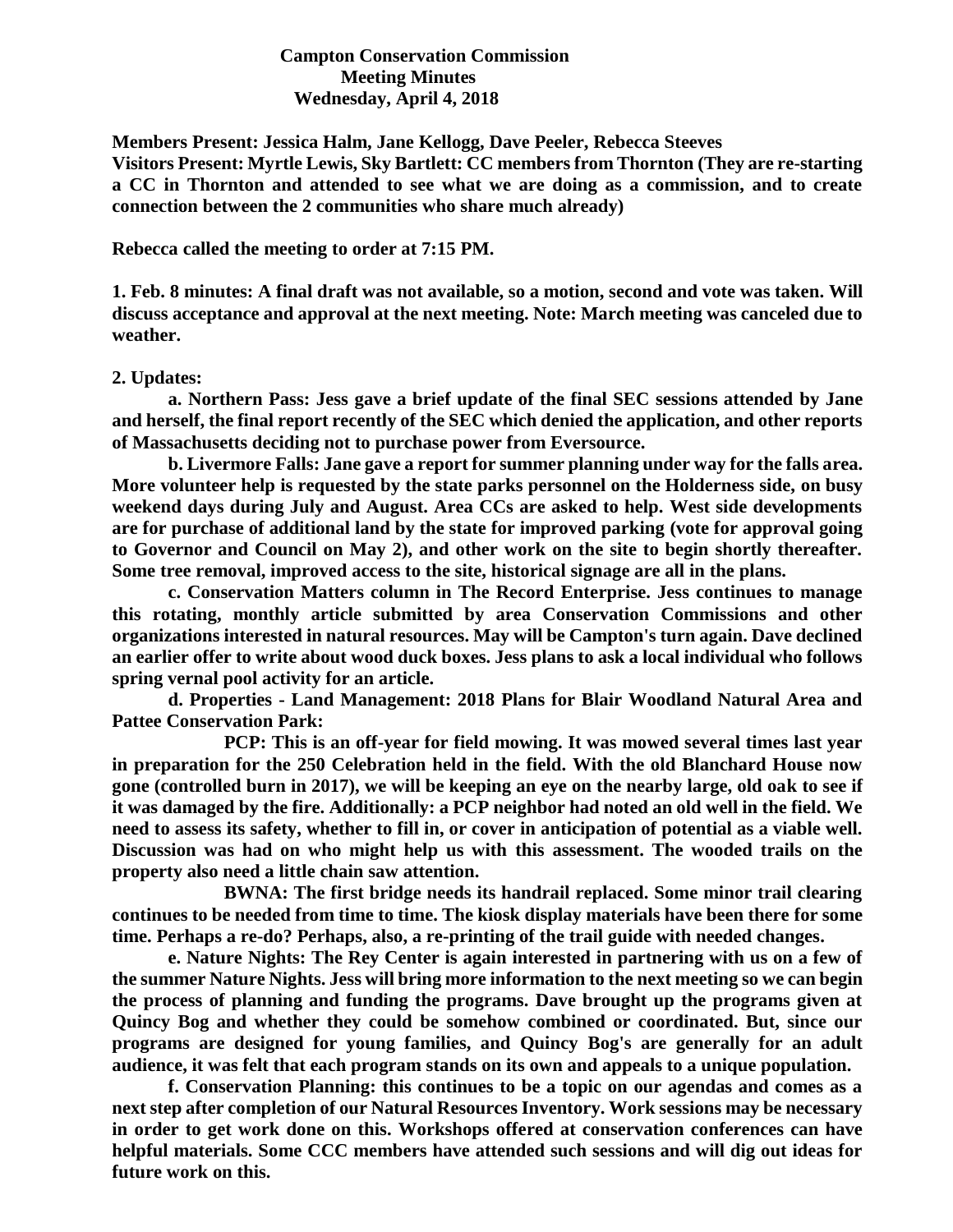**Campton Conservation Commission**
**Meeting Minutes**
**Wednesday, April 4, 2018**

**Members Present: Jessica Halm, Jane Kellogg, Dave Peeler, Rebecca Steeves**
**Visitors Present: Myrtle Lewis, Sky Bartlett: CC members from Thornton (They are re-starting a CC in Thornton and attended to see what we are doing as a commission, and to create connection between the 2 communities who share much already)**

**Rebecca called the meeting to order at 7:15 PM.**

**1. Feb. 8 minutes: A final draft was not available, so a motion, second and vote was taken. Will discuss acceptance and approval at the next meeting. Note: March meeting was canceled due to weather.**

**2. Updates:**

**a. Northern Pass: Jess gave a brief update of the final SEC sessions attended by Jane and herself, the final report recently of the SEC which denied the application, and other reports of Massachusetts deciding not to purchase power from Eversource.**

**b. Livermore Falls: Jane gave a report for summer planning under way for the falls area. More volunteer help is requested by the state parks personnel on the Holderness side, on busy weekend days during July and August. Area CCs are asked to help. West side developments are for purchase of additional land by the state for improved parking (vote for approval going to Governor and Council on May 2), and other work on the site to begin shortly thereafter. Some tree removal, improved access to the site, historical signage are all in the plans.**

**c. Conservation Matters column in The Record Enterprise. Jess continues to manage this rotating, monthly article submitted by area Conservation Commissions and other organizations interested in natural resources. May will be Campton's turn again. Dave declined an earlier offer to write about wood duck boxes. Jess plans to ask a local individual who follows spring vernal pool activity for an article.**

**d. Properties - Land Management: 2018 Plans for Blair Woodland Natural Area and Pattee Conservation Park:**

**PCP: This is an off-year for field mowing. It was mowed several times last year in preparation for the 250 Celebration held in the field. With the old Blanchard House now gone (controlled burn in 2017), we will be keeping an eye on the nearby large, old oak to see if it was damaged by the fire. Additionally: a PCP neighbor had noted an old well in the field. We need to assess its safety, whether to fill in, or cover in anticipation of potential as a viable well. Discussion was had on who might help us with this assessment. The wooded trails on the property also need a little chain saw attention.**

**BWNA: The first bridge needs its handrail replaced. Some minor trail clearing continues to be needed from time to time. The kiosk display materials have been there for some time. Perhaps a re-do? Perhaps, also, a re-printing of the trail guide with needed changes.**

**e. Nature Nights: The Rey Center is again interested in partnering with us on a few of the summer Nature Nights. Jess will bring more information to the next meeting so we can begin the process of planning and funding the programs. Dave brought up the programs given at Quincy Bog and whether they could be somehow combined or coordinated. But, since our programs are designed for young families, and Quincy Bog's are generally for an adult audience, it was felt that each program stands on its own and appeals to a unique population.**

**f. Conservation Planning: this continues to be a topic on our agendas and comes as a next step after completion of our Natural Resources Inventory. Work sessions may be necessary in order to get work done on this. Workshops offered at conservation conferences can have helpful materials. Some CCC members have attended such sessions and will dig out ideas for future work on this.**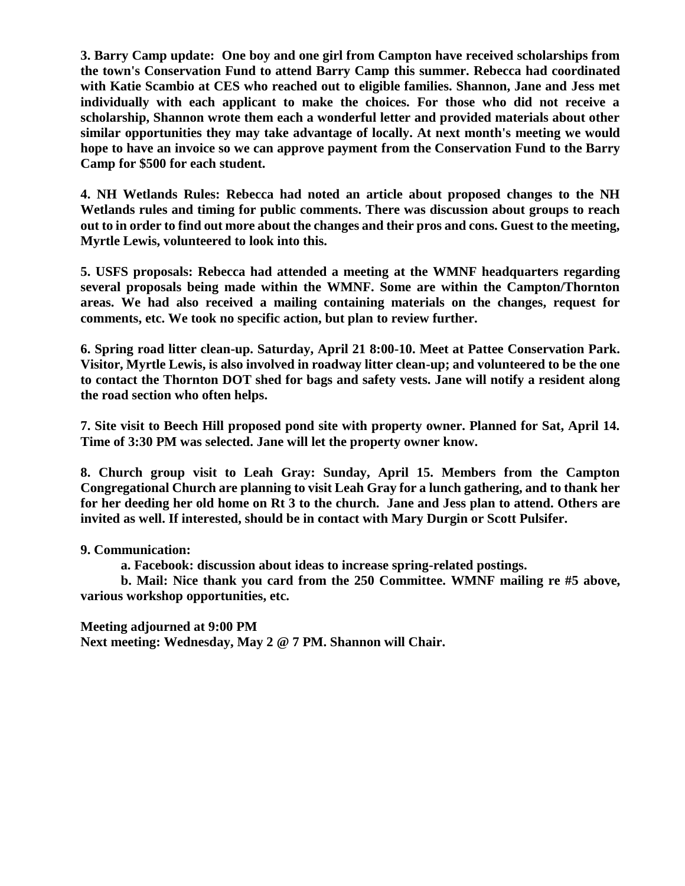**3. Barry Camp update: One boy and one girl from Campton have received scholarships from the town's Conservation Fund to attend Barry Camp this summer. Rebecca had coordinated with Katie Scambio at CES who reached out to eligible families. Shannon, Jane and Jess met individually with each applicant to make the choices. For those who did not receive a scholarship, Shannon wrote them each a wonderful letter and provided materials about other similar opportunities they may take advantage of locally. At next month's meeting we would hope to have an invoice so we can approve payment from the Conservation Fund to the Barry Camp for $500 for each student.**

**4. NH Wetlands Rules: Rebecca had noted an article about proposed changes to the NH Wetlands rules and timing for public comments. There was discussion about groups to reach out to in order to find out more about the changes and their pros and cons. Guest to the meeting, Myrtle Lewis, volunteered to look into this.**

**5. USFS proposals: Rebecca had attended a meeting at the WMNF headquarters regarding several proposals being made within the WMNF. Some are within the Campton/Thornton areas. We had also received a mailing containing materials on the changes, request for comments, etc. We took no specific action, but plan to review further.**

**6. Spring road litter clean-up. Saturday, April 21 8:00-10. Meet at Pattee Conservation Park. Visitor, Myrtle Lewis, is also involved in roadway litter clean-up; and volunteered to be the one to contact the Thornton DOT shed for bags and safety vests. Jane will notify a resident along the road section who often helps.**

**7. Site visit to Beech Hill proposed pond site with property owner. Planned for Sat, April 14. Time of 3:30 PM was selected. Jane will let the property owner know.**

**8. Church group visit to Leah Gray: Sunday, April 15. Members from the Campton Congregational Church are planning to visit Leah Gray for a lunch gathering, and to thank her for her deeding her old home on Rt 3 to the church. Jane and Jess plan to attend. Others are invited as well. If interested, should be in contact with Mary Durgin or Scott Pulsifer.**

**9. Communication:**

**a. Facebook: discussion about ideas to increase spring-related postings.**

**b. Mail: Nice thank you card from the 250 Committee. WMNF mailing re #5 above, various workshop opportunities, etc.**

**Meeting adjourned at 9:00 PM**
**Next meeting: Wednesday, May 2 @ 7 PM. Shannon will Chair.**